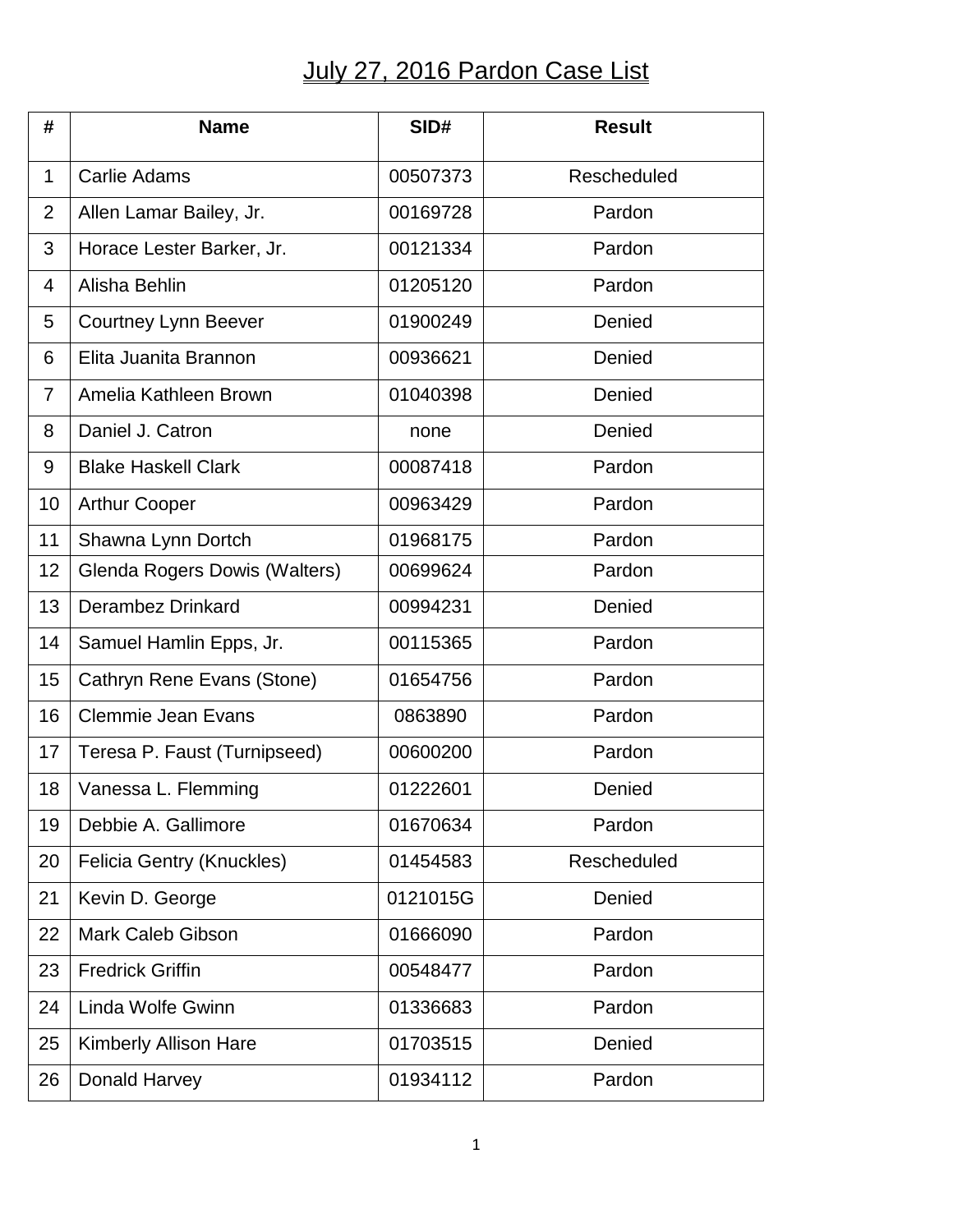# July 27, 2016 Pardon Case List

| # | Name | SID# | Result |
|---|---|---|---|
| 1 | Carlie Adams | 00507373 | Rescheduled |
| 2 | Allen Lamar Bailey, Jr. | 00169728 | Pardon |
| 3 | Horace Lester Barker, Jr. | 00121334 | Pardon |
| 4 | Alisha Behlin | 01205120 | Pardon |
| 5 | Courtney Lynn Beever | 01900249 | Denied |
| 6 | Elita Juanita Brannon | 00936621 | Denied |
| 7 | Amelia Kathleen Brown | 01040398 | Denied |
| 8 | Daniel J. Catron | none | Denied |
| 9 | Blake Haskell Clark | 00087418 | Pardon |
| 10 | Arthur Cooper | 00963429 | Pardon |
| 11 | Shawna Lynn Dortch | 01968175 | Pardon |
| 12 | Glenda Rogers Dowis (Walters) | 00699624 | Pardon |
| 13 | Derambez Drinkard | 00994231 | Denied |
| 14 | Samuel Hamlin Epps, Jr. | 00115365 | Pardon |
| 15 | Cathryn Rene Evans (Stone) | 01654756 | Pardon |
| 16 | Clemmie Jean Evans | 0863890 | Pardon |
| 17 | Teresa P. Faust (Turnipseed) | 00600200 | Pardon |
| 18 | Vanessa L. Flemming | 01222601 | Denied |
| 19 | Debbie A. Gallimore | 01670634 | Pardon |
| 20 | Felicia Gentry (Knuckles) | 01454583 | Rescheduled |
| 21 | Kevin D. George | 0121015G | Denied |
| 22 | Mark Caleb Gibson | 01666090 | Pardon |
| 23 | Fredrick Griffin | 00548477 | Pardon |
| 24 | Linda Wolfe Gwinn | 01336683 | Pardon |
| 25 | Kimberly Allison Hare | 01703515 | Denied |
| 26 | Donald Harvey | 01934112 | Pardon |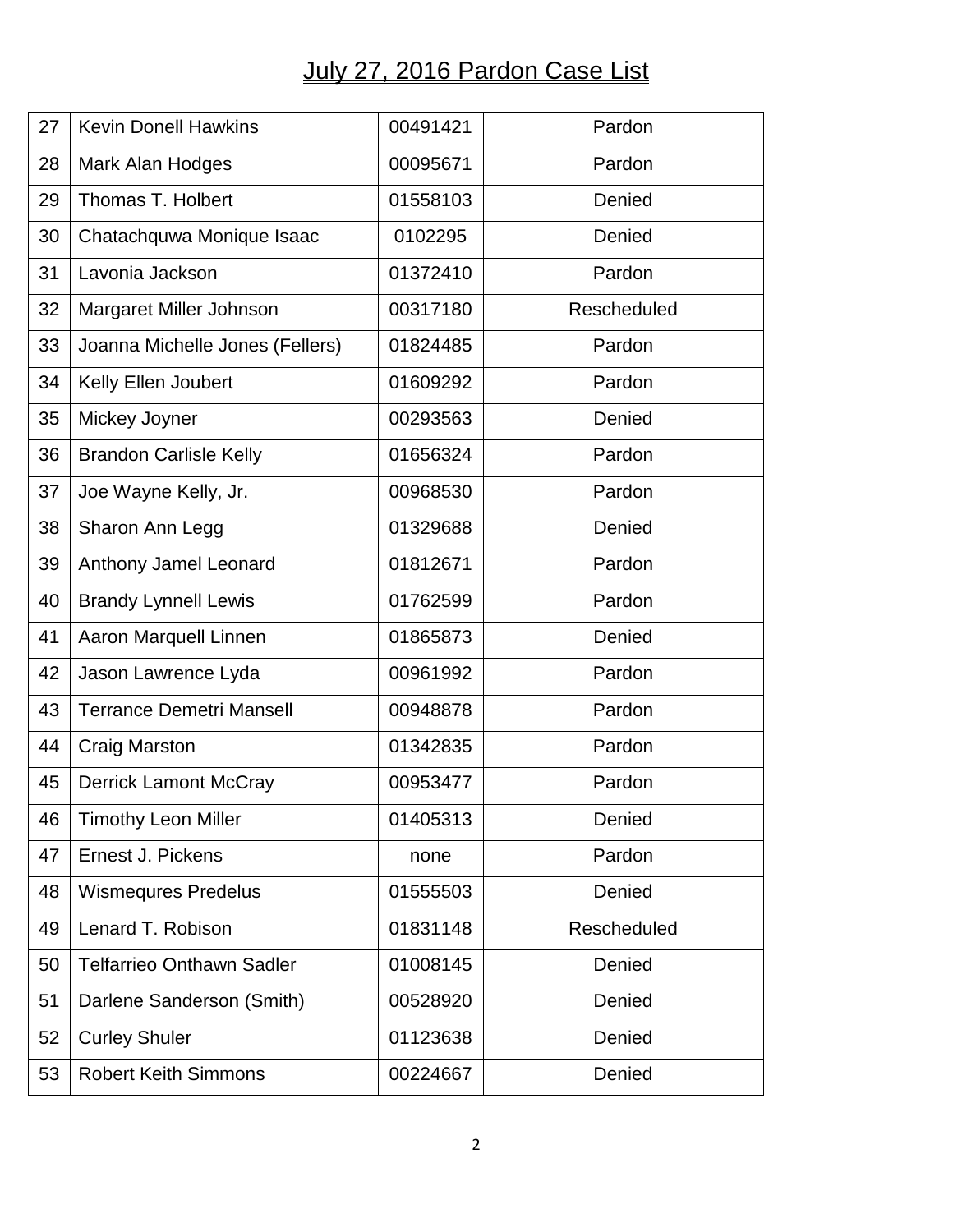# July 27, 2016 Pardon Case List

| | | | |
|---|---|---|---|
| 27 | Kevin Donell Hawkins | 00491421 | Pardon |
| 28 | Mark Alan Hodges | 00095671 | Pardon |
| 29 | Thomas T. Holbert | 01558103 | Denied |
| 30 | Chatachquwa Monique Isaac | 0102295 | Denied |
| 31 | Lavonia Jackson | 01372410 | Pardon |
| 32 | Margaret Miller Johnson | 00317180 | Rescheduled |
| 33 | Joanna Michelle Jones (Fellers) | 01824485 | Pardon |
| 34 | Kelly Ellen Joubert | 01609292 | Pardon |
| 35 | Mickey Joyner | 00293563 | Denied |
| 36 | Brandon Carlisle Kelly | 01656324 | Pardon |
| 37 | Joe Wayne Kelly, Jr. | 00968530 | Pardon |
| 38 | Sharon Ann Legg | 01329688 | Denied |
| 39 | Anthony Jamel Leonard | 01812671 | Pardon |
| 40 | Brandy Lynnell Lewis | 01762599 | Pardon |
| 41 | Aaron Marquell Linnen | 01865873 | Denied |
| 42 | Jason Lawrence Lyda | 00961992 | Pardon |
| 43 | Terrance Demetri Mansell | 00948878 | Pardon |
| 44 | Craig Marston | 01342835 | Pardon |
| 45 | Derrick Lamont McCray | 00953477 | Pardon |
| 46 | Timothy Leon Miller | 01405313 | Denied |
| 47 | Ernest J. Pickens | none | Pardon |
| 48 | Wismequres Predelus | 01555503 | Denied |
| 49 | Lenard T. Robison | 01831148 | Rescheduled |
| 50 | Telfarrieo Onthawn Sadler | 01008145 | Denied |
| 51 | Darlene Sanderson (Smith) | 00528920 | Denied |
| 52 | Curley Shuler | 01123638 | Denied |
| 53 | Robert Keith Simmons | 00224667 | Denied |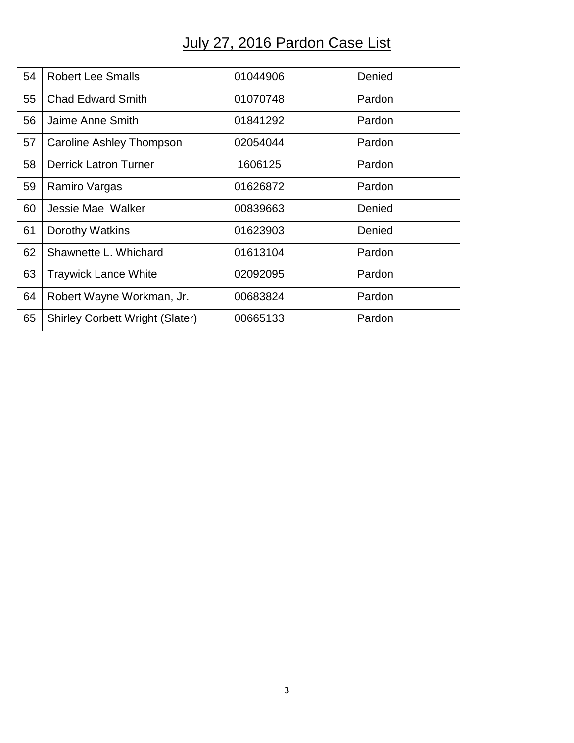# July 27, 2016 Pardon Case List

| | | | |
|---|---|---|---|
| 54 | Robert Lee Smalls | 01044906 | Denied |
| 55 | Chad Edward Smith | 01070748 | Pardon |
| 56 | Jaime Anne Smith | 01841292 | Pardon |
| 57 | Caroline Ashley Thompson | 02054044 | Pardon |
| 58 | Derrick Latron Turner | 1606125 | Pardon |
| 59 | Ramiro Vargas | 01626872 | Pardon |
| 60 | Jessie Mae Walker | 00839663 | Denied |
| 61 | Dorothy Watkins | 01623903 | Denied |
| 62 | Shawnette L. Whichard | 01613104 | Pardon |
| 63 | Traywick Lance White | 02092095 | Pardon |
| 64 | Robert Wayne Workman, Jr. | 00683824 | Pardon |
| 65 | Shirley Corbett Wright (Slater) | 00665133 | Pardon |